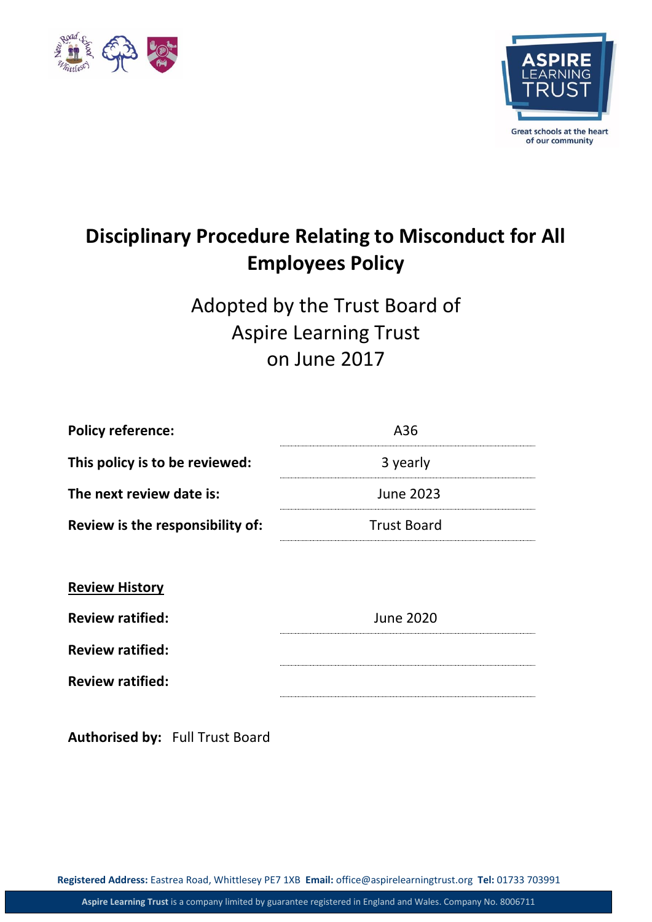ASPIRE LEARNING TRUST

Great schools at the heart of our community

# Disciplinary Procedure Relating to Misconduct for All Employees Policy

Adopted by the Trust Board of
Aspire Learning Trust
on June 2017

| | |
|---|---|
| **Policy reference:** | A36 |
| **This policy is to be reviewed:** | 3 yearly |
| **The next review date is:** | June 2023 |
| **Review is the responsibility of:** | Trust Board |

**Review History**

| | |
|---|---|
| **Review ratified:** | June 2020 |
| **Review ratified:** | |
| **Review ratified:** | |

**Authorised by:** Full Trust Board

**Registered Address:** Eastrea Road, Whittlesey PE7 1XB **Email:** office@aspirelearningtrust.org **Tel:** 01733 703991

**Aspire Learning Trust** is a company limited by guarantee registered in England and Wales. Company No. 8006711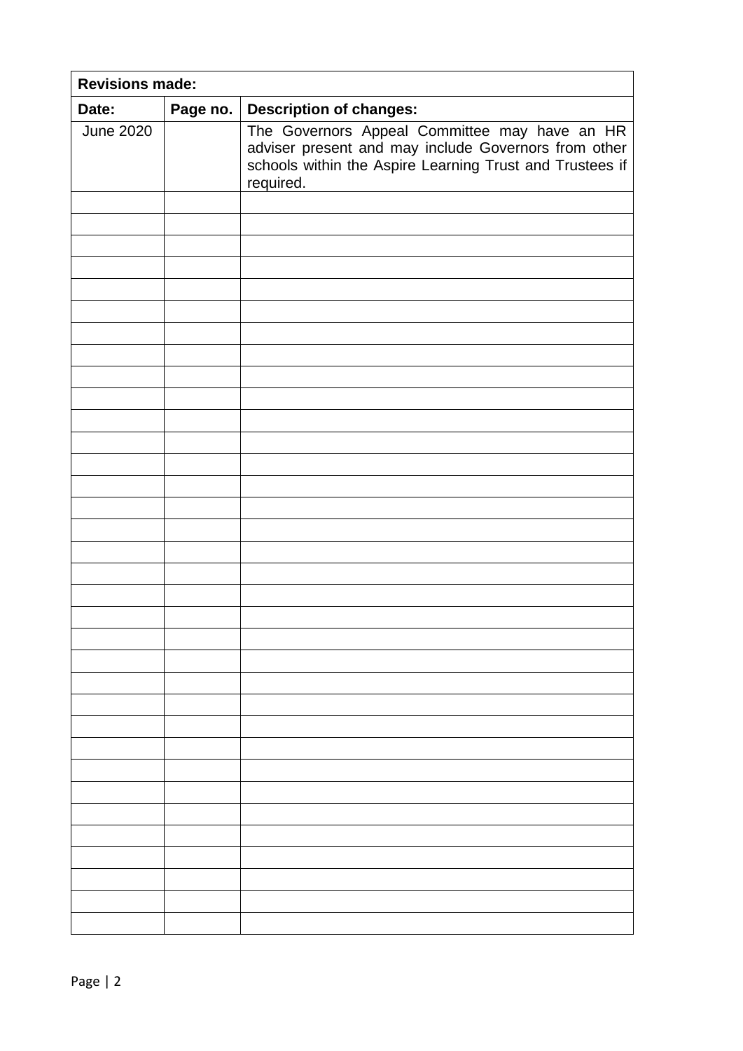| Revisions made: | | |
|---|---|---|
| **Date:** | **Page no.** | **Description of changes:** |
| June 2020 | | The Governors Appeal Committee may have an HR adviser present and may include Governors from other schools within the Aspire Learning Trust and Trustees if required. |
| | | |
| | | |
| | | |
| | | |
| | | |
| | | |
| | | |
| | | |
| | | |
| | | |
| | | |
| | | |
| | | |
| | | |
| | | |
| | | |
| | | |
| | | |
| | | |
| | | |
| | | |
| | | |
| | | |
| | | |
| | | |
| | | |
| | | |
| | | |
| | | |
| | | |
| | | |
| | | |
| | | |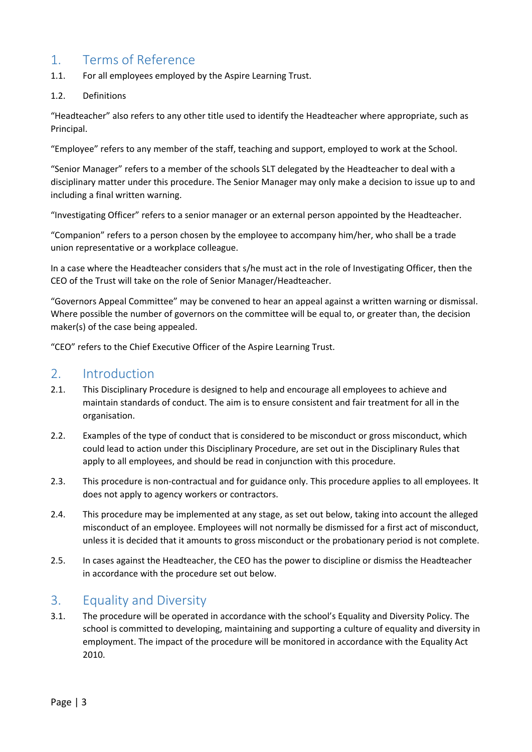## 1. Terms of Reference

1.1. For all employees employed by the Aspire Learning Trust.

1.2. Definitions

"Headteacher" also refers to any other title used to identify the Headteacher where appropriate, such as Principal.

"Employee" refers to any member of the staff, teaching and support, employed to work at the School.

"Senior Manager" refers to a member of the schools SLT delegated by the Headteacher to deal with a disciplinary matter under this procedure. The Senior Manager may only make a decision to issue up to and including a final written warning.

"Investigating Officer" refers to a senior manager or an external person appointed by the Headteacher.

"Companion" refers to a person chosen by the employee to accompany him/her, who shall be a trade union representative or a workplace colleague.

In a case where the Headteacher considers that s/he must act in the role of Investigating Officer, then the CEO of the Trust will take on the role of Senior Manager/Headteacher.

"Governors Appeal Committee" may be convened to hear an appeal against a written warning or dismissal. Where possible the number of governors on the committee will be equal to, or greater than, the decision maker(s) of the case being appealed.

"CEO" refers to the Chief Executive Officer of the Aspire Learning Trust.

## 2. Introduction

2.1. This Disciplinary Procedure is designed to help and encourage all employees to achieve and maintain standards of conduct. The aim is to ensure consistent and fair treatment for all in the organisation.

2.2. Examples of the type of conduct that is considered to be misconduct or gross misconduct, which could lead to action under this Disciplinary Procedure, are set out in the Disciplinary Rules that apply to all employees, and should be read in conjunction with this procedure.

2.3. This procedure is non-contractual and for guidance only. This procedure applies to all employees. It does not apply to agency workers or contractors.

2.4. This procedure may be implemented at any stage, as set out below, taking into account the alleged misconduct of an employee. Employees will not normally be dismissed for a first act of misconduct, unless it is decided that it amounts to gross misconduct or the probationary period is not complete.

2.5. In cases against the Headteacher, the CEO has the power to discipline or dismiss the Headteacher in accordance with the procedure set out below.

## 3. Equality and Diversity

3.1. The procedure will be operated in accordance with the school's Equality and Diversity Policy. The school is committed to developing, maintaining and supporting a culture of equality and diversity in employment. The impact of the procedure will be monitored in accordance with the Equality Act 2010.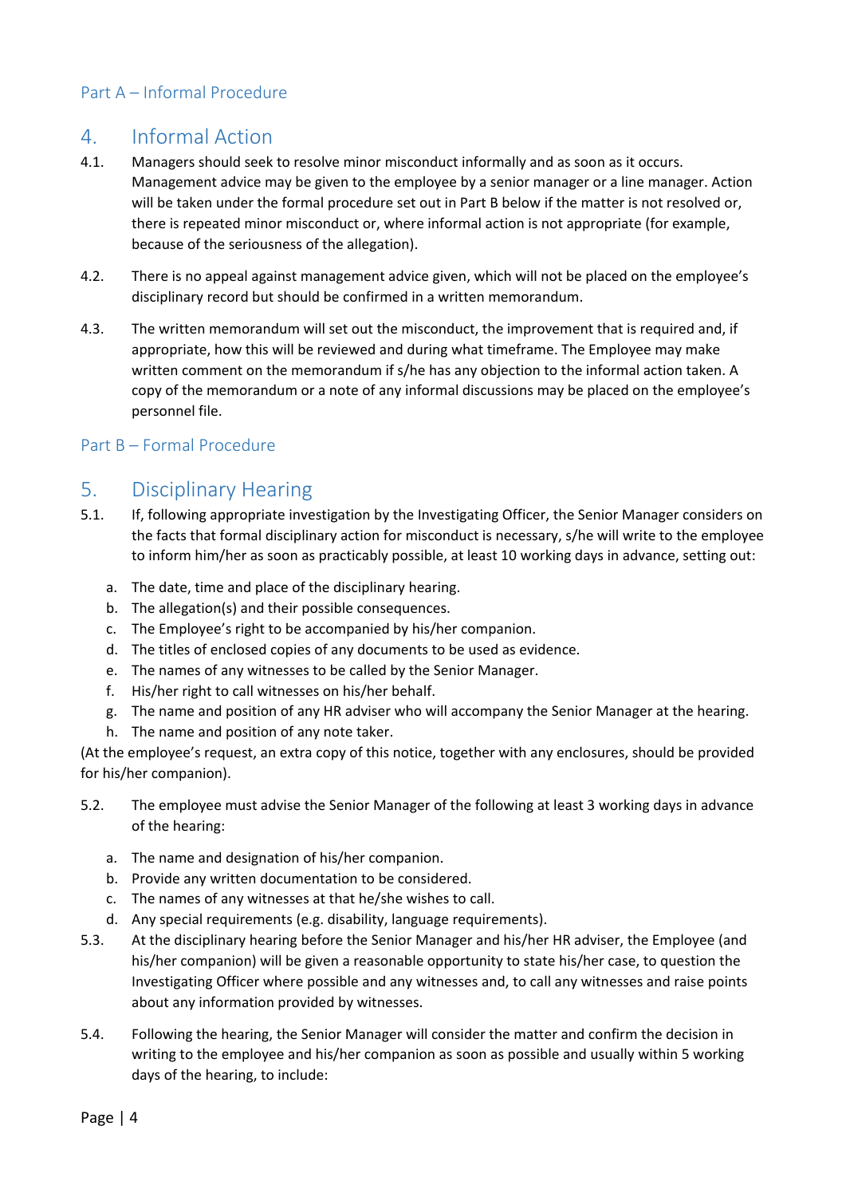## Part A – Informal Procedure

# 4. Informal Action

4.1. Managers should seek to resolve minor misconduct informally and as soon as it occurs. Management advice may be given to the employee by a senior manager or a line manager. Action will be taken under the formal procedure set out in Part B below if the matter is not resolved or, there is repeated minor misconduct or, where informal action is not appropriate (for example, because of the seriousness of the allegation).

4.2. There is no appeal against management advice given, which will not be placed on the employee's disciplinary record but should be confirmed in a written memorandum.

4.3. The written memorandum will set out the misconduct, the improvement that is required and, if appropriate, how this will be reviewed and during what timeframe. The Employee may make written comment on the memorandum if s/he has any objection to the informal action taken. A copy of the memorandum or a note of any informal discussions may be placed on the employee's personnel file.

## Part B – Formal Procedure

# 5. Disciplinary Hearing

5.1. If, following appropriate investigation by the Investigating Officer, the Senior Manager considers on the facts that formal disciplinary action for misconduct is necessary, s/he will write to the employee to inform him/her as soon as practicably possible, at least 10 working days in advance, setting out:

a. The date, time and place of the disciplinary hearing.
b. The allegation(s) and their possible consequences.
c. The Employee's right to be accompanied by his/her companion.
d. The titles of enclosed copies of any documents to be used as evidence.
e. The names of any witnesses to be called by the Senior Manager.
f. His/her right to call witnesses on his/her behalf.
g. The name and position of any HR adviser who will accompany the Senior Manager at the hearing.
h. The name and position of any note taker.

(At the employee's request, an extra copy of this notice, together with any enclosures, should be provided for his/her companion).

5.2. The employee must advise the Senior Manager of the following at least 3 working days in advance of the hearing:

a. The name and designation of his/her companion.
b. Provide any written documentation to be considered.
c. The names of any witnesses at that he/she wishes to call.
d. Any special requirements (e.g. disability, language requirements).

5.3. At the disciplinary hearing before the Senior Manager and his/her HR adviser, the Employee (and his/her companion) will be given a reasonable opportunity to state his/her case, to question the Investigating Officer where possible and any witnesses and, to call any witnesses and raise points about any information provided by witnesses.

5.4. Following the hearing, the Senior Manager will consider the matter and confirm the decision in writing to the employee and his/her companion as soon as possible and usually within 5 working days of the hearing, to include: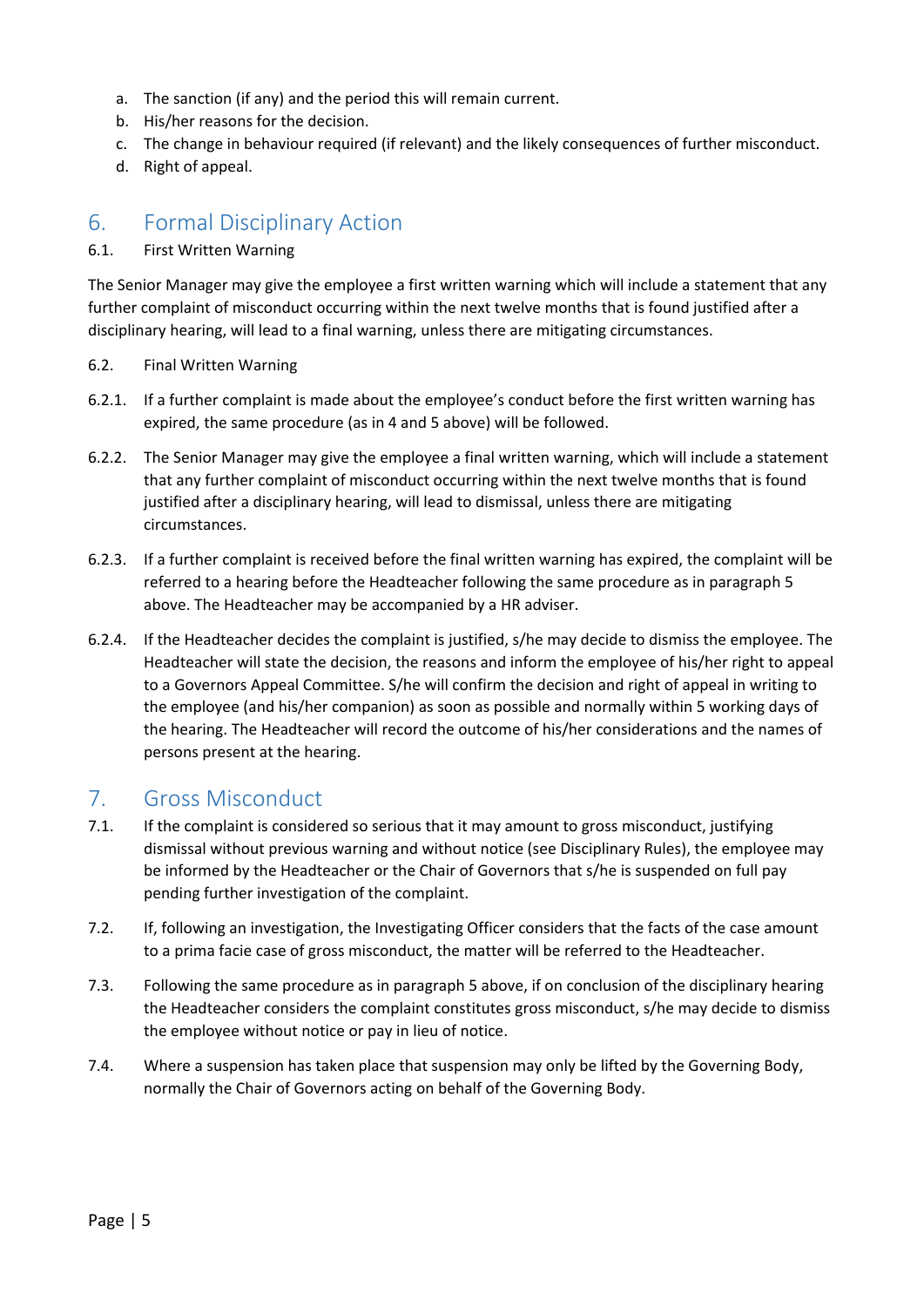a. The sanction (if any) and the period this will remain current.
b. His/her reasons for the decision.
c. The change in behaviour required (if relevant) and the likely consequences of further misconduct.
d. Right of appeal.

## 6. Formal Disciplinary Action

6.1. First Written Warning

The Senior Manager may give the employee a first written warning which will include a statement that any further complaint of misconduct occurring within the next twelve months that is found justified after a disciplinary hearing, will lead to a final warning, unless there are mitigating circumstances.

6.2. Final Written Warning

6.2.1. If a further complaint is made about the employee's conduct before the first written warning has expired, the same procedure (as in 4 and 5 above) will be followed.

6.2.2. The Senior Manager may give the employee a final written warning, which will include a statement that any further complaint of misconduct occurring within the next twelve months that is found justified after a disciplinary hearing, will lead to dismissal, unless there are mitigating circumstances.

6.2.3. If a further complaint is received before the final written warning has expired, the complaint will be referred to a hearing before the Headteacher following the same procedure as in paragraph 5 above. The Headteacher may be accompanied by a HR adviser.

6.2.4. If the Headteacher decides the complaint is justified, s/he may decide to dismiss the employee. The Headteacher will state the decision, the reasons and inform the employee of his/her right to appeal to a Governors Appeal Committee. S/he will confirm the decision and right of appeal in writing to the employee (and his/her companion) as soon as possible and normally within 5 working days of the hearing. The Headteacher will record the outcome of his/her considerations and the names of persons present at the hearing.

## 7. Gross Misconduct

7.1. If the complaint is considered so serious that it may amount to gross misconduct, justifying dismissal without previous warning and without notice (see Disciplinary Rules), the employee may be informed by the Headteacher or the Chair of Governors that s/he is suspended on full pay pending further investigation of the complaint.

7.2. If, following an investigation, the Investigating Officer considers that the facts of the case amount to a prima facie case of gross misconduct, the matter will be referred to the Headteacher.

7.3. Following the same procedure as in paragraph 5 above, if on conclusion of the disciplinary hearing the Headteacher considers the complaint constitutes gross misconduct, s/he may decide to dismiss the employee without notice or pay in lieu of notice.

7.4. Where a suspension has taken place that suspension may only be lifted by the Governing Body, normally the Chair of Governors acting on behalf of the Governing Body.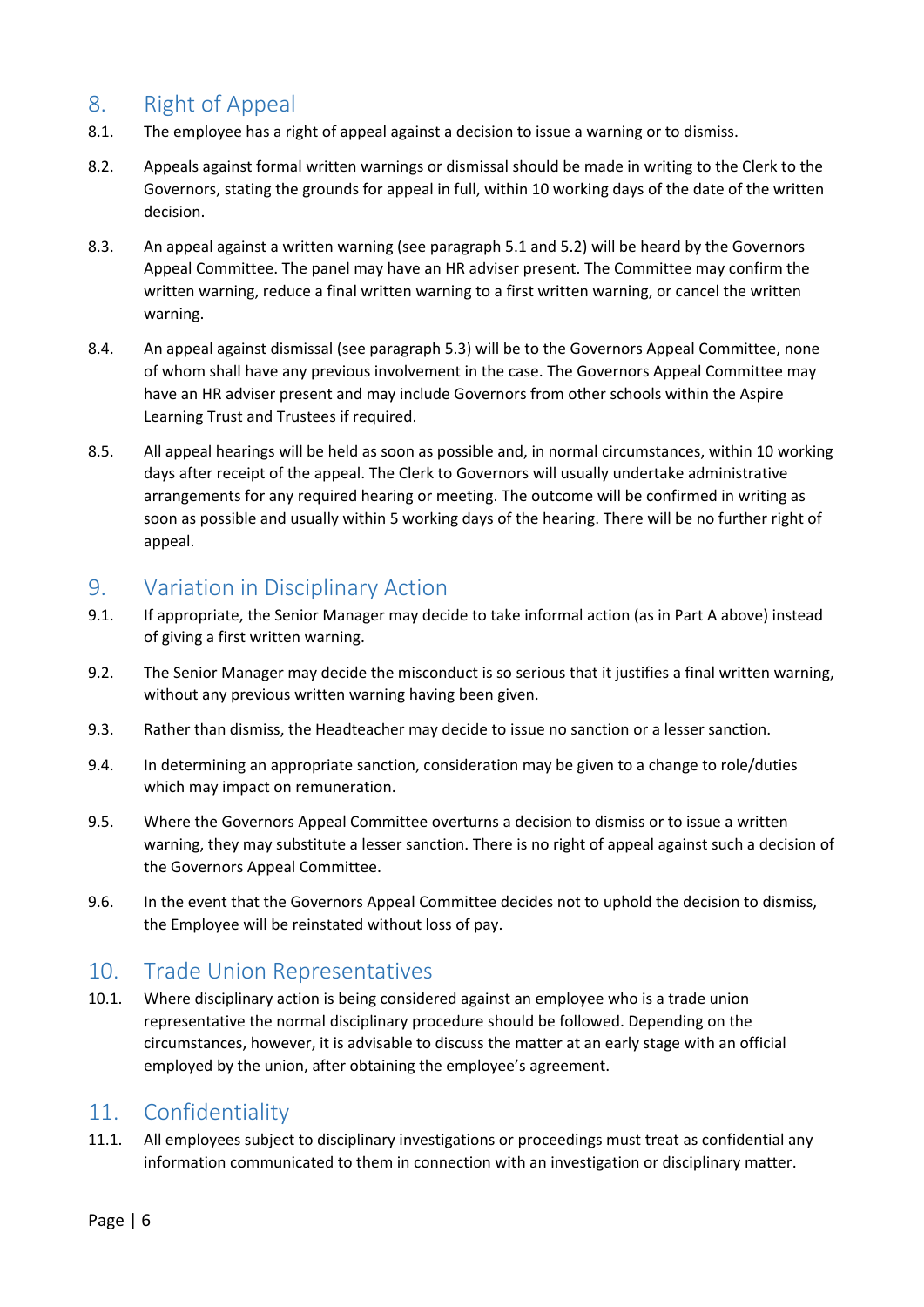## 8. Right of Appeal

8.1. The employee has a right of appeal against a decision to issue a warning or to dismiss.

8.2. Appeals against formal written warnings or dismissal should be made in writing to the Clerk to the Governors, stating the grounds for appeal in full, within 10 working days of the date of the written decision.

8.3. An appeal against a written warning (see paragraph 5.1 and 5.2) will be heard by the Governors Appeal Committee. The panel may have an HR adviser present. The Committee may confirm the written warning, reduce a final written warning to a first written warning, or cancel the written warning.

8.4. An appeal against dismissal (see paragraph 5.3) will be to the Governors Appeal Committee, none of whom shall have any previous involvement in the case. The Governors Appeal Committee may have an HR adviser present and may include Governors from other schools within the Aspire Learning Trust and Trustees if required.

8.5. All appeal hearings will be held as soon as possible and, in normal circumstances, within 10 working days after receipt of the appeal. The Clerk to Governors will usually undertake administrative arrangements for any required hearing or meeting. The outcome will be confirmed in writing as soon as possible and usually within 5 working days of the hearing. There will be no further right of appeal.

## 9. Variation in Disciplinary Action

9.1. If appropriate, the Senior Manager may decide to take informal action (as in Part A above) instead of giving a first written warning.

9.2. The Senior Manager may decide the misconduct is so serious that it justifies a final written warning, without any previous written warning having been given.

9.3. Rather than dismiss, the Headteacher may decide to issue no sanction or a lesser sanction.

9.4. In determining an appropriate sanction, consideration may be given to a change to role/duties which may impact on remuneration.

9.5. Where the Governors Appeal Committee overturns a decision to dismiss or to issue a written warning, they may substitute a lesser sanction. There is no right of appeal against such a decision of the Governors Appeal Committee.

9.6. In the event that the Governors Appeal Committee decides not to uphold the decision to dismiss, the Employee will be reinstated without loss of pay.

## 10. Trade Union Representatives

10.1. Where disciplinary action is being considered against an employee who is a trade union representative the normal disciplinary procedure should be followed. Depending on the circumstances, however, it is advisable to discuss the matter at an early stage with an official employed by the union, after obtaining the employee's agreement.

## 11. Confidentiality

11.1. All employees subject to disciplinary investigations or proceedings must treat as confidential any information communicated to them in connection with an investigation or disciplinary matter.